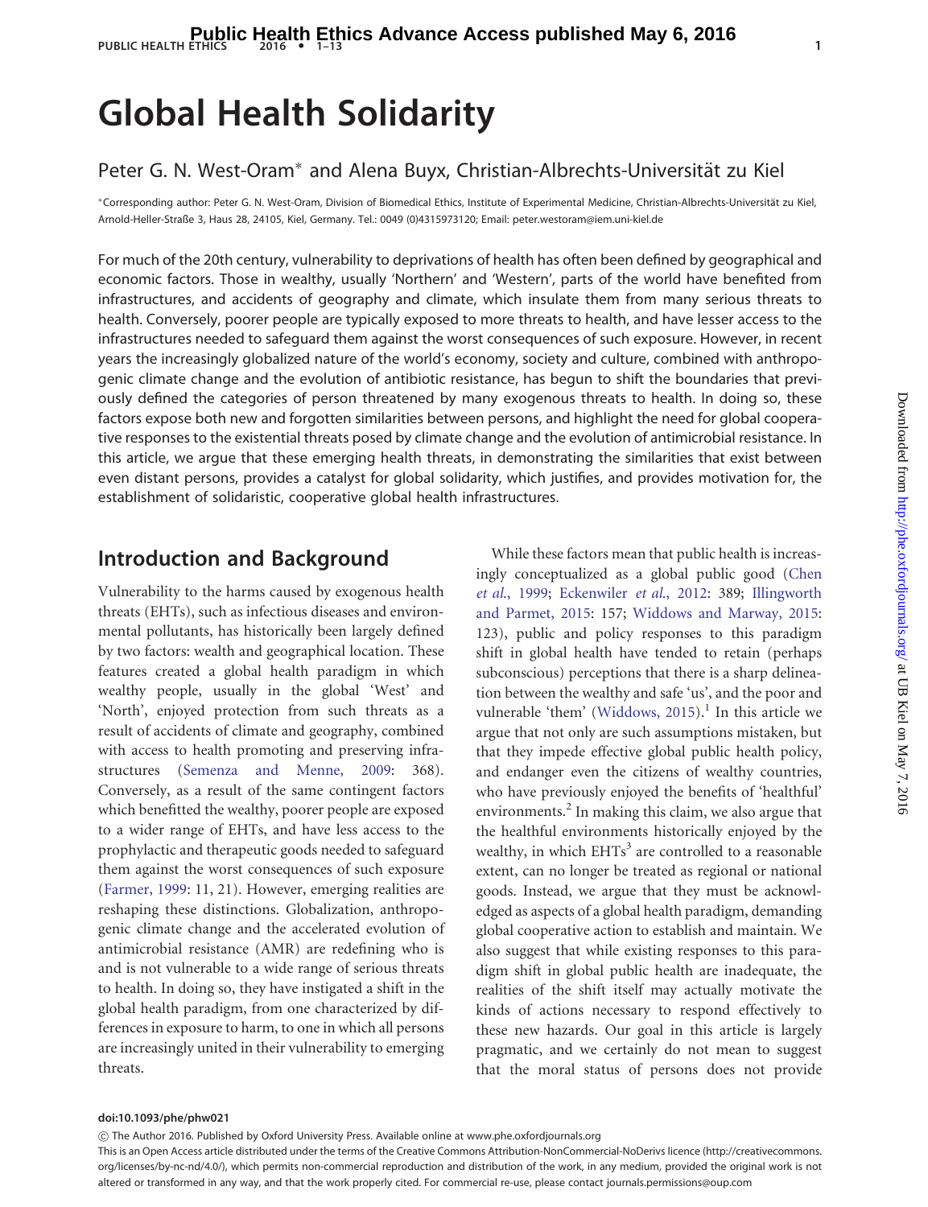# Global Health Solidarity

Peter G. N. West-Oram* and Alena Buyx, Christian-Albrechts-Universität zu Kiel

*Corresponding author: Peter G. N. West-Oram, Division of Biomedical Ethics, Institute of Experimental Medicine, Christian-Albrechts-Universität zu Kiel, Arnold-Heller-Straße 3, Haus 28, 24105, Kiel, Germany. Tel.: 0049 (0)4315973120; Email: peter.westoram@iem.uni-kiel.de

For much of the 20th century, vulnerability to deprivations of health has often been defined by geographical and economic factors. Those in wealthy, usually 'Northern' and 'Western', parts of the world have benefited from infrastructures, and accidents of geography and climate, which insulate them from many serious threats to health. Conversely, poorer people are typically exposed to more threats to health, and have lesser access to the infrastructures needed to safeguard them against the worst consequences of such exposure. However, in recent years the increasingly globalized nature of the world's economy, society and culture, combined with anthropogenic climate change and the evolution of antibiotic resistance, has begun to shift the boundaries that previously defined the categories of person threatened by many exogenous threats to health. In doing so, these factors expose both new and forgotten similarities between persons, and highlight the need for global cooperative responses to the existential threats posed by climate change and the evolution of antimicrobial resistance. In this article, we argue that these emerging health threats, in demonstrating the similarities that exist between even distant persons, provides a catalyst for global solidarity, which justifies, and provides motivation for, the establishment of solidaristic, cooperative global health infrastructures.

## Introduction and Background

Vulnerability to the harms caused by exogenous health threats (EHTs), such as infectious diseases and environmental pollutants, has historically been largely defined by two factors: wealth and geographical location. These features created a global health paradigm in which wealthy people, usually in the global 'West' and 'North', enjoyed protection from such threats as a result of accidents of climate and geography, combined with access to health promoting and preserving infrastructures (Semenza and Menne, 2009: 368). Conversely, as a result of the same contingent factors which benefitted the wealthy, poorer people are exposed to a wider range of EHTs, and have less access to the prophylactic and therapeutic goods needed to safeguard them against the worst consequences of such exposure (Farmer, 1999: 11, 21). However, emerging realities are reshaping these distinctions. Globalization, anthropogenic climate change and the accelerated evolution of antimicrobial resistance (AMR) are redefining who is and is not vulnerable to a wide range of serious threats to health. In doing so, they have instigated a shift in the global health paradigm, from one characterized by differences in exposure to harm, to one in which all persons are increasingly united in their vulnerability to emerging threats.

While these factors mean that public health is increasingly conceptualized as a global public good (Chen *et al.*, 1999; Eckenwiler *et al.*, 2012: 389; Illingworth and Parmet, 2015: 157; Widdows and Marway, 2015: 123), public and policy responses to this paradigm shift in global health have tended to retain (perhaps subconscious) perceptions that there is a sharp delineation between the wealthy and safe 'us', and the poor and vulnerable 'them' (Widdows, 2015).[1] In this article we argue that not only are such assumptions mistaken, but that they impede effective global public health policy, and endanger even the citizens of wealthy countries, who have previously enjoyed the benefits of 'healthful' environments.[2] In making this claim, we also argue that the healthful environments historically enjoyed by the wealthy, in which EHTs[3] are controlled to a reasonable extent, can no longer be treated as regional or national goods. Instead, we argue that they must be acknowledged as aspects of a global health paradigm, demanding global cooperative action to establish and maintain. We also suggest that while existing responses to this paradigm shift in global public health are inadequate, the realities of the shift itself may actually motivate the kinds of actions necessary to respond effectively to these new hazards. Our goal in this article is largely pragmatic, and we certainly do not mean to suggest that the moral status of persons does not provide

**doi:10.1093/phe/phw021**

© The Author 2016. Published by Oxford University Press. Available online at www.phe.oxfordjournals.org

This is an Open Access article distributed under the terms of the Creative Commons Attribution-NonCommercial-NoDerivs licence (http://creativecommons.org/licenses/by-nc-nd/4.0/), which permits non-commercial reproduction and distribution of the work, in any medium, provided the original work is not altered or transformed in any way, and that the work properly cited. For commercial re-use, please contact journals.permissions@oup.com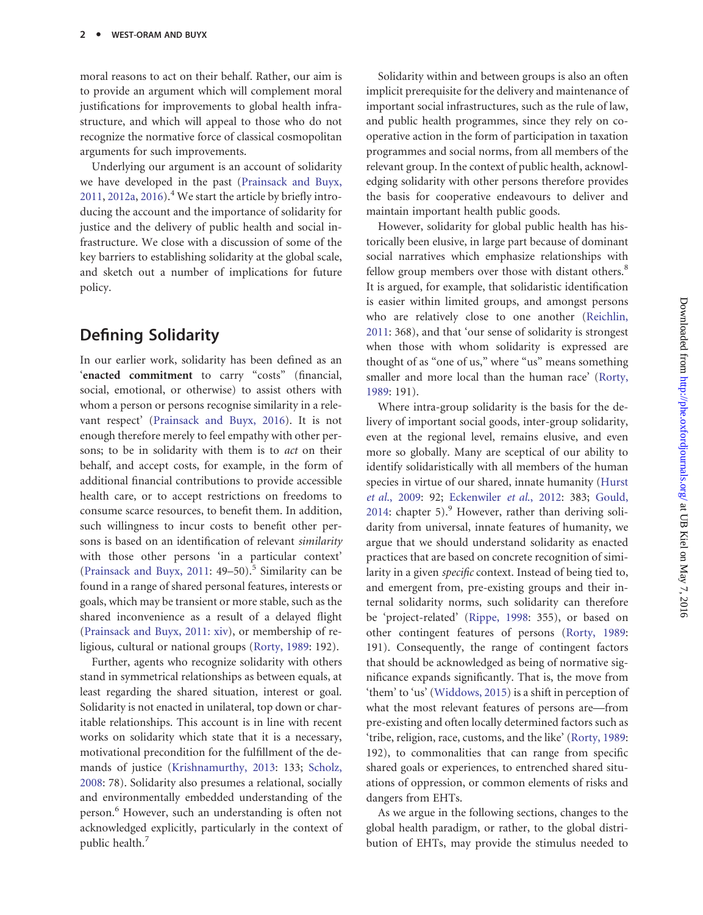moral reasons to act on their behalf. Rather, our aim is to provide an argument which will complement moral justifications for improvements to global health infrastructure, and which will appeal to those who do not recognize the normative force of classical cosmopolitan arguments for such improvements.

Underlying our argument is an account of solidarity we have developed in the past (Prainsack and Buyx, 2011, 2012a, 2016).[4] We start the article by briefly introducing the account and the importance of solidarity for justice and the delivery of public health and social infrastructure. We close with a discussion of some of the key barriers to establishing solidarity at the global scale, and sketch out a number of implications for future policy.

## Defining Solidarity

In our earlier work, solidarity has been defined as an '**enacted commitment** to carry "costs" (financial, social, emotional, or otherwise) to assist others with whom a person or persons recognise similarity in a relevant respect' (Prainsack and Buyx, 2016). It is not enough therefore merely to feel empathy with other persons; to be in solidarity with them is to *act* on their behalf, and accept costs, for example, in the form of additional financial contributions to provide accessible health care, or to accept restrictions on freedoms to consume scarce resources, to benefit them. In addition, such willingness to incur costs to benefit other persons is based on an identification of relevant *similarity* with those other persons 'in a particular context' (Prainsack and Buyx, 2011: 49–50).[5] Similarity can be found in a range of shared personal features, interests or goals, which may be transient or more stable, such as the shared inconvenience as a result of a delayed flight (Prainsack and Buyx, 2011: xiv), or membership of religious, cultural or national groups (Rorty, 1989: 192).

Further, agents who recognize solidarity with others stand in symmetrical relationships as between equals, at least regarding the shared situation, interest or goal. Solidarity is not enacted in unilateral, top down or charitable relationships. This account is in line with recent works on solidarity which state that it is a necessary, motivational precondition for the fulfillment of the demands of justice (Krishnamurthy, 2013: 133; Scholz, 2008: 78). Solidarity also presumes a relational, socially and environmentally embedded understanding of the person.[6] However, such an understanding is often not acknowledged explicitly, particularly in the context of public health.[7]

Solidarity within and between groups is also an often implicit prerequisite for the delivery and maintenance of important social infrastructures, such as the rule of law, and public health programmes, since they rely on cooperative action in the form of participation in taxation programmes and social norms, from all members of the relevant group. In the context of public health, acknowledging solidarity with other persons therefore provides the basis for cooperative endeavours to deliver and maintain important health public goods.

However, solidarity for global public health has historically been elusive, in large part because of dominant social narratives which emphasize relationships with fellow group members over those with distant others.[8] It is argued, for example, that solidaristic identification is easier within limited groups, and amongst persons who are relatively close to one another (Reichlin, 2011: 368), and that 'our sense of solidarity is strongest when those with whom solidarity is expressed are thought of as "one of us," where "us" means something smaller and more local than the human race' (Rorty, 1989: 191).

Where intra-group solidarity is the basis for the delivery of important social goods, inter-group solidarity, even at the regional level, remains elusive, and even more so globally. Many are sceptical of our ability to identify solidaristically with all members of the human species in virtue of our shared, innate humanity (Hurst *et al.*, 2009: 92; Eckenwiler *et al.*, 2012: 383; Gould, 2014: chapter 5).[9] However, rather than deriving solidarity from universal, innate features of humanity, we argue that we should understand solidarity as enacted practices that are based on concrete recognition of similarity in a given *specific* context. Instead of being tied to, and emergent from, pre-existing groups and their internal solidarity norms, such solidarity can therefore be 'project-related' (Rippe, 1998: 355), or based on other contingent features of persons (Rorty, 1989: 191). Consequently, the range of contingent factors that should be acknowledged as being of normative significance expands significantly. That is, the move from 'them' to 'us' (Widdows, 2015) is a shift in perception of what the most relevant features of persons are—from pre-existing and often locally determined factors such as 'tribe, religion, race, customs, and the like' (Rorty, 1989: 192), to commonalities that can range from specific shared goals or experiences, to entrenched shared situations of oppression, or common elements of risks and dangers from EHTs.

As we argue in the following sections, changes to the global health paradigm, or rather, to the global distribution of EHTs, may provide the stimulus needed to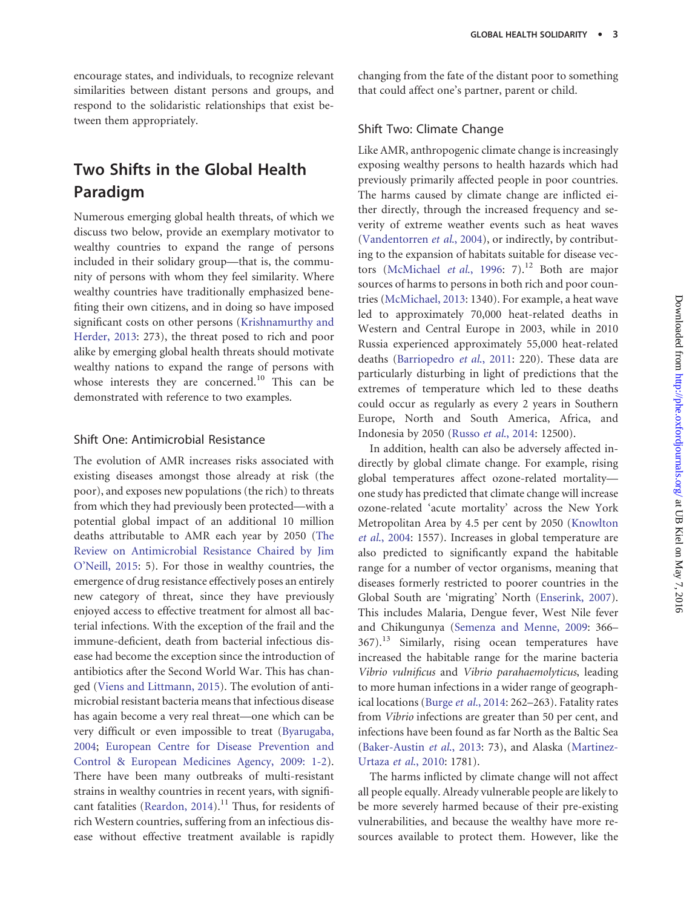encourage states, and individuals, to recognize relevant similarities between distant persons and groups, and respond to the solidaristic relationships that exist between them appropriately.

## Two Shifts in the Global Health Paradigm

Numerous emerging global health threats, of which we discuss two below, provide an exemplary motivator to wealthy countries to expand the range of persons included in their solidary group—that is, the community of persons with whom they feel similarity. Where wealthy countries have traditionally emphasized benefiting their own citizens, and in doing so have imposed significant costs on other persons (Krishnamurthy and Herder, 2013: 273), the threat posed to rich and poor alike by emerging global health threats should motivate wealthy nations to expand the range of persons with whose interests they are concerned.[10] This can be demonstrated with reference to two examples.

### Shift One: Antimicrobial Resistance

The evolution of AMR increases risks associated with existing diseases amongst those already at risk (the poor), and exposes new populations (the rich) to threats from which they had previously been protected—with a potential global impact of an additional 10 million deaths attributable to AMR each year by 2050 (The Review on Antimicrobial Resistance Chaired by Jim O'Neill, 2015: 5). For those in wealthy countries, the emergence of drug resistance effectively poses an entirely new category of threat, since they have previously enjoyed access to effective treatment for almost all bacterial infections. With the exception of the frail and the immune-deficient, death from bacterial infectious disease had become the exception since the introduction of antibiotics after the Second World War. This has changed (Viens and Littmann, 2015). The evolution of antimicrobial resistant bacteria means that infectious disease has again become a very real threat—one which can be very difficult or even impossible to treat (Byarugaba, 2004; European Centre for Disease Prevention and Control & European Medicines Agency, 2009: 1-2). There have been many outbreaks of multi-resistant strains in wealthy countries in recent years, with significant fatalities (Reardon, 2014).[11] Thus, for residents of rich Western countries, suffering from an infectious disease without effective treatment available is rapidly changing from the fate of the distant poor to something that could affect one's partner, parent or child.

### Shift Two: Climate Change

Like AMR, anthropogenic climate change is increasingly exposing wealthy persons to health hazards which had previously primarily affected people in poor countries. The harms caused by climate change are inflicted either directly, through the increased frequency and severity of extreme weather events such as heat waves (Vandentorren *et al.*, 2004), or indirectly, by contributing to the expansion of habitats suitable for disease vectors (McMichael *et al.*, 1996: 7).[12] Both are major sources of harms to persons in both rich and poor countries (McMichael, 2013: 1340). For example, a heat wave led to approximately 70,000 heat-related deaths in Western and Central Europe in 2003, while in 2010 Russia experienced approximately 55,000 heat-related deaths (Barriopedro *et al.*, 2011: 220). These data are particularly disturbing in light of predictions that the extremes of temperature which led to these deaths could occur as regularly as every 2 years in Southern Europe, North and South America, Africa, and Indonesia by 2050 (Russo *et al.*, 2014: 12500).

In addition, health can also be adversely affected indirectly by global climate change. For example, rising global temperatures affect ozone-related mortality—one study has predicted that climate change will increase ozone-related 'acute mortality' across the New York Metropolitan Area by 4.5 per cent by 2050 (Knowlton *et al.*, 2004: 1557). Increases in global temperature are also predicted to significantly expand the habitable range for a number of vector organisms, meaning that diseases formerly restricted to poorer countries in the Global South are 'migrating' North (Enserink, 2007). This includes Malaria, Dengue fever, West Nile fever and Chikungunya (Semenza and Menne, 2009: 366–367).[13] Similarly, rising ocean temperatures have increased the habitable range for the marine bacteria *Vibrio vulnificus* and *Vibrio parahaemolyticus*, leading to more human infections in a wider range of geographical locations (Burge *et al.*, 2014: 262–263). Fatality rates from *Vibrio* infections are greater than 50 per cent, and infections have been found as far North as the Baltic Sea (Baker-Austin *et al.*, 2013: 73), and Alaska (Martinez-Urtaza *et al.*, 2010: 1781).

The harms inflicted by climate change will not affect all people equally. Already vulnerable people are likely to be more severely harmed because of their pre-existing vulnerabilities, and because the wealthy have more resources available to protect them. However, like the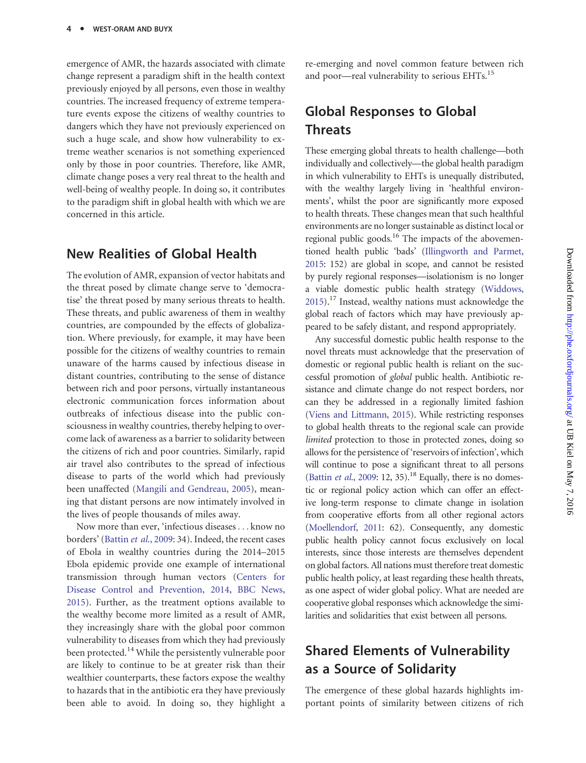emergence of AMR, the hazards associated with climate change represent a paradigm shift in the health context previously enjoyed by all persons, even those in wealthy countries. The increased frequency of extreme temperature events expose the citizens of wealthy countries to dangers which they have not previously experienced on such a huge scale, and show how vulnerability to extreme weather scenarios is not something experienced only by those in poor countries. Therefore, like AMR, climate change poses a very real threat to the health and well-being of wealthy people. In doing so, it contributes to the paradigm shift in global health with which we are concerned in this article.

## New Realities of Global Health

The evolution of AMR, expansion of vector habitats and the threat posed by climate change serve to 'democratise' the threat posed by many serious threats to health. These threats, and public awareness of them in wealthy countries, are compounded by the effects of globalization. Where previously, for example, it may have been possible for the citizens of wealthy countries to remain unaware of the harms caused by infectious disease in distant countries, contributing to the sense of distance between rich and poor persons, virtually instantaneous electronic communication forces information about outbreaks of infectious disease into the public consciousness in wealthy countries, thereby helping to overcome lack of awareness as a barrier to solidarity between the citizens of rich and poor countries. Similarly, rapid air travel also contributes to the spread of infectious disease to parts of the world which had previously been unaffected (Mangili and Gendreau, 2005), meaning that distant persons are now intimately involved in the lives of people thousands of miles away.

Now more than ever, 'infectious diseases . . . know no borders' (Battin *et al.*, 2009: 34). Indeed, the recent cases of Ebola in wealthy countries during the 2014–2015 Ebola epidemic provide one example of international transmission through human vectors (Centers for Disease Control and Prevention, 2014, BBC News, 2015). Further, as the treatment options available to the wealthy become more limited as a result of AMR, they increasingly share with the global poor common vulnerability to diseases from which they had previously been protected.[14] While the persistently vulnerable poor are likely to continue to be at greater risk than their wealthier counterparts, these factors expose the wealthy to hazards that in the antibiotic era they have previously been able to avoid. In doing so, they highlight a re-emerging and novel common feature between rich and poor—real vulnerability to serious EHTs.[15]

## Global Responses to Global Threats

These emerging global threats to health challenge—both individually and collectively—the global health paradigm in which vulnerability to EHTs is unequally distributed, with the wealthy largely living in 'healthful environments', whilst the poor are significantly more exposed to health threats. These changes mean that such healthful environments are no longer sustainable as distinct local or regional public goods.[16] The impacts of the abovementioned health public 'bads' (Illingworth and Parmet, 2015: 152) are global in scope, and cannot be resisted by purely regional responses—isolationism is no longer a viable domestic public health strategy (Widdows, 2015).[17] Instead, wealthy nations must acknowledge the global reach of factors which may have previously appeared to be safely distant, and respond appropriately.

Any successful domestic public health response to the novel threats must acknowledge that the preservation of domestic or regional public health is reliant on the successful promotion of *global* public health. Antibiotic resistance and climate change do not respect borders, nor can they be addressed in a regionally limited fashion (Viens and Littmann, 2015). While restricting responses to global health threats to the regional scale can provide *limited* protection to those in protected zones, doing so allows for the persistence of 'reservoirs of infection', which will continue to pose a significant threat to all persons (Battin *et al.*, 2009: 12, 35).[18] Equally, there is no domestic or regional policy action which can offer an effective long-term response to climate change in isolation from cooperative efforts from all other regional actors (Moellendorf, 2011: 62). Consequently, any domestic public health policy cannot focus exclusively on local interests, since those interests are themselves dependent on global factors. All nations must therefore treat domestic public health policy, at least regarding these health threats, as one aspect of wider global policy. What are needed are cooperative global responses which acknowledge the similarities and solidarities that exist between all persons.

## Shared Elements of Vulnerability as a Source of Solidarity

The emergence of these global hazards highlights important points of similarity between citizens of rich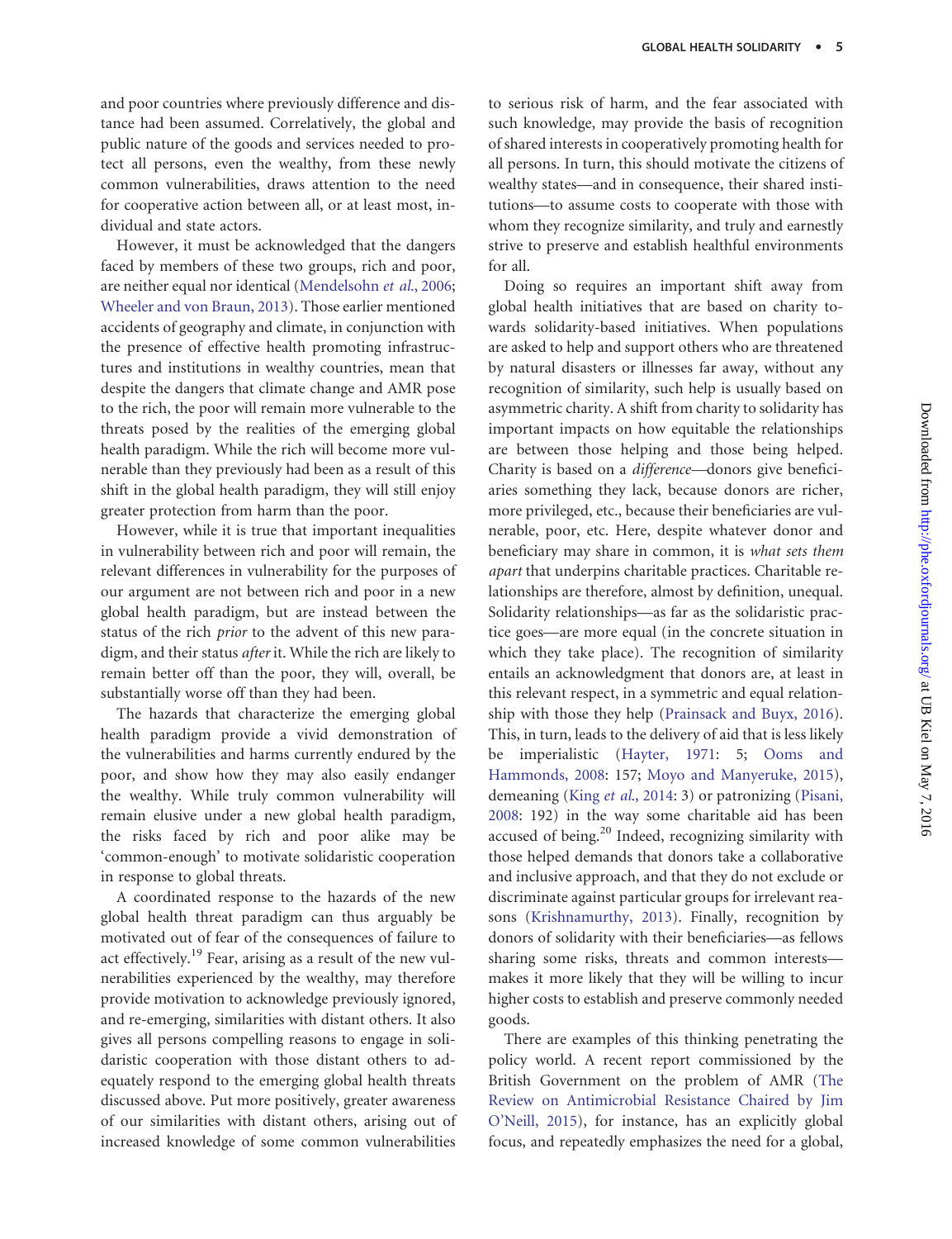and poor countries where previously difference and distance had been assumed. Correlatively, the global and public nature of the goods and services needed to protect all persons, even the wealthy, from these newly common vulnerabilities, draws attention to the need for cooperative action between all, or at least most, individual and state actors.

However, it must be acknowledged that the dangers faced by members of these two groups, rich and poor, are neither equal nor identical (Mendelsohn *et al.*, 2006; Wheeler and von Braun, 2013). Those earlier mentioned accidents of geography and climate, in conjunction with the presence of effective health promoting infrastructures and institutions in wealthy countries, mean that despite the dangers that climate change and AMR pose to the rich, the poor will remain more vulnerable to the threats posed by the realities of the emerging global health paradigm. While the rich will become more vulnerable than they previously had been as a result of this shift in the global health paradigm, they will still enjoy greater protection from harm than the poor.

However, while it is true that important inequalities in vulnerability between rich and poor will remain, the relevant differences in vulnerability for the purposes of our argument are not between rich and poor in a new global health paradigm, but are instead between the status of the rich *prior* to the advent of this new paradigm, and their status *after* it. While the rich are likely to remain better off than the poor, they will, overall, be substantially worse off than they had been.

The hazards that characterize the emerging global health paradigm provide a vivid demonstration of the vulnerabilities and harms currently endured by the poor, and show how they may also easily endanger the wealthy. While truly common vulnerability will remain elusive under a new global health paradigm, the risks faced by rich and poor alike may be 'common-enough' to motivate solidaristic cooperation in response to global threats.

A coordinated response to the hazards of the new global health threat paradigm can thus arguably be motivated out of fear of the consequences of failure to act effectively.[19] Fear, arising as a result of the new vulnerabilities experienced by the wealthy, may therefore provide motivation to acknowledge previously ignored, and re-emerging, similarities with distant others. It also gives all persons compelling reasons to engage in solidaristic cooperation with those distant others to adequately respond to the emerging global health threats discussed above. Put more positively, greater awareness of our similarities with distant others, arising out of increased knowledge of some common vulnerabilities to serious risk of harm, and the fear associated with such knowledge, may provide the basis of recognition of shared interests in cooperatively promoting health for all persons. In turn, this should motivate the citizens of wealthy states—and in consequence, their shared institutions—to assume costs to cooperate with those with whom they recognize similarity, and truly and earnestly strive to preserve and establish healthful environments for all.

Doing so requires an important shift away from global health initiatives that are based on charity towards solidarity-based initiatives. When populations are asked to help and support others who are threatened by natural disasters or illnesses far away, without any recognition of similarity, such help is usually based on asymmetric charity. A shift from charity to solidarity has important impacts on how equitable the relationships are between those helping and those being helped. Charity is based on a *difference*—donors give beneficiaries something they lack, because donors are richer, more privileged, etc., because their beneficiaries are vulnerable, poor, etc. Here, despite whatever donor and beneficiary may share in common, it is *what sets them apart* that underpins charitable practices. Charitable relationships are therefore, almost by definition, unequal. Solidarity relationships—as far as the solidaristic practice goes—are more equal (in the concrete situation in which they take place). The recognition of similarity entails an acknowledgment that donors are, at least in this relevant respect, in a symmetric and equal relationship with those they help (Prainsack and Buyx, 2016). This, in turn, leads to the delivery of aid that is less likely be imperialistic (Hayter, 1971: 5; Ooms and Hammonds, 2008: 157; Moyo and Manyeruke, 2015), demeaning (King *et al.*, 2014: 3) or patronizing (Pisani, 2008: 192) in the way some charitable aid has been accused of being.[20] Indeed, recognizing similarity with those helped demands that donors take a collaborative and inclusive approach, and that they do not exclude or discriminate against particular groups for irrelevant reasons (Krishnamurthy, 2013). Finally, recognition by donors of solidarity with their beneficiaries—as fellows sharing some risks, threats and common interests—makes it more likely that they will be willing to incur higher costs to establish and preserve commonly needed goods.

There are examples of this thinking penetrating the policy world. A recent report commissioned by the British Government on the problem of AMR (The Review on Antimicrobial Resistance Chaired by Jim O'Neill, 2015), for instance, has an explicitly global focus, and repeatedly emphasizes the need for a global,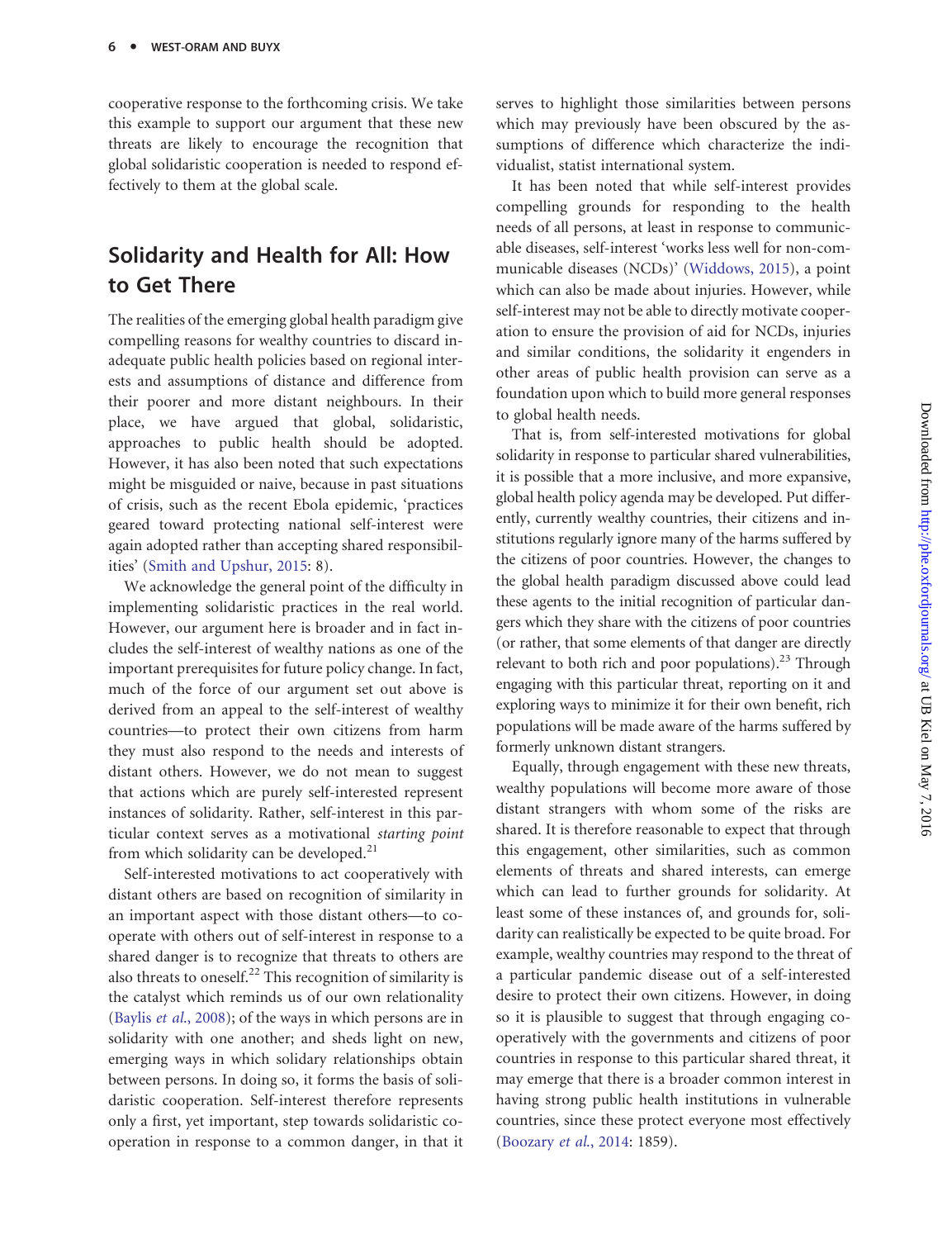cooperative response to the forthcoming crisis. We take this example to support our argument that these new threats are likely to encourage the recognition that global solidaristic cooperation is needed to respond effectively to them at the global scale.

## Solidarity and Health for All: How to Get There

The realities of the emerging global health paradigm give compelling reasons for wealthy countries to discard inadequate public health policies based on regional interests and assumptions of distance and difference from their poorer and more distant neighbours. In their place, we have argued that global, solidaristic, approaches to public health should be adopted. However, it has also been noted that such expectations might be misguided or naive, because in past situations of crisis, such as the recent Ebola epidemic, 'practices geared toward protecting national self-interest were again adopted rather than accepting shared responsibilities' (Smith and Upshur, 2015: 8).

We acknowledge the general point of the difficulty in implementing solidaristic practices in the real world. However, our argument here is broader and in fact includes the self-interest of wealthy nations as one of the important prerequisites for future policy change. In fact, much of the force of our argument set out above is derived from an appeal to the self-interest of wealthy countries—to protect their own citizens from harm they must also respond to the needs and interests of distant others. However, we do not mean to suggest that actions which are purely self-interested represent instances of solidarity. Rather, self-interest in this particular context serves as a motivational *starting point* from which solidarity can be developed.[21]

Self-interested motivations to act cooperatively with distant others are based on recognition of similarity in an important aspect with those distant others—to cooperate with others out of self-interest in response to a shared danger is to recognize that threats to others are also threats to oneself.[22] This recognition of similarity is the catalyst which reminds us of our own relationality (Baylis *et al.*, 2008); of the ways in which persons are in solidarity with one another; and sheds light on new, emerging ways in which solidary relationships obtain between persons. In doing so, it forms the basis of solidaristic cooperation. Self-interest therefore represents only a first, yet important, step towards solidaristic cooperation in response to a common danger, in that it serves to highlight those similarities between persons which may previously have been obscured by the assumptions of difference which characterize the individualist, statist international system.

It has been noted that while self-interest provides compelling grounds for responding to the health needs of all persons, at least in response to communicable diseases, self-interest 'works less well for non-communicable diseases (NCDs)' (Widdows, 2015), a point which can also be made about injuries. However, while self-interest may not be able to directly motivate cooperation to ensure the provision of aid for NCDs, injuries and similar conditions, the solidarity it engenders in other areas of public health provision can serve as a foundation upon which to build more general responses to global health needs.

That is, from self-interested motivations for global solidarity in response to particular shared vulnerabilities, it is possible that a more inclusive, and more expansive, global health policy agenda may be developed. Put differently, currently wealthy countries, their citizens and institutions regularly ignore many of the harms suffered by the citizens of poor countries. However, the changes to the global health paradigm discussed above could lead these agents to the initial recognition of particular dangers which they share with the citizens of poor countries (or rather, that some elements of that danger are directly relevant to both rich and poor populations).[23] Through engaging with this particular threat, reporting on it and exploring ways to minimize it for their own benefit, rich populations will be made aware of the harms suffered by formerly unknown distant strangers.

Equally, through engagement with these new threats, wealthy populations will become more aware of those distant strangers with whom some of the risks are shared. It is therefore reasonable to expect that through this engagement, other similarities, such as common elements of threats and shared interests, can emerge which can lead to further grounds for solidarity. At least some of these instances of, and grounds for, solidarity can realistically be expected to be quite broad. For example, wealthy countries may respond to the threat of a particular pandemic disease out of a self-interested desire to protect their own citizens. However, in doing so it is plausible to suggest that through engaging cooperatively with the governments and citizens of poor countries in response to this particular shared threat, it may emerge that there is a broader common interest in having strong public health institutions in vulnerable countries, since these protect everyone most effectively (Boozary *et al.*, 2014: 1859).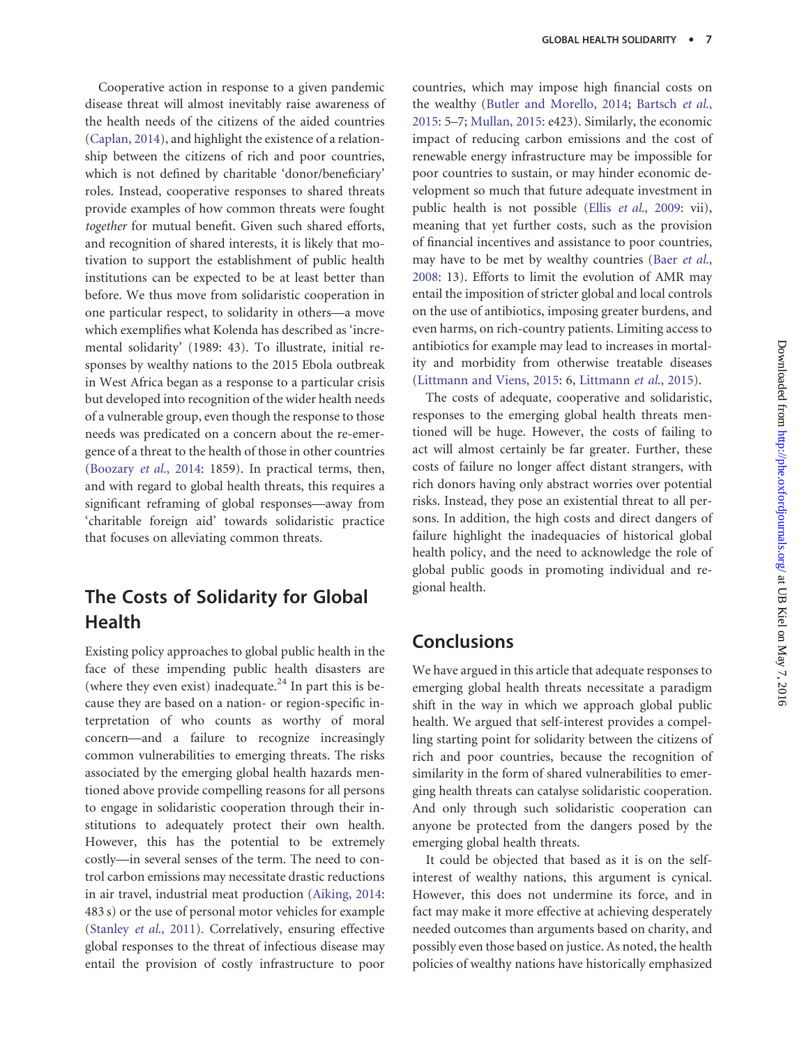Cooperative action in response to a given pandemic disease threat will almost inevitably raise awareness of the health needs of the citizens of the aided countries (Caplan, 2014), and highlight the existence of a relationship between the citizens of rich and poor countries, which is not defined by charitable 'donor/beneficiary' roles. Instead, cooperative responses to shared threats provide examples of how common threats were fought *together* for mutual benefit. Given such shared efforts, and recognition of shared interests, it is likely that motivation to support the establishment of public health institutions can be expected to be at least better than before. We thus move from solidaristic cooperation in one particular respect, to solidarity in others—a move which exemplifies what Kolenda has described as 'incremental solidarity' (1989: 43). To illustrate, initial responses by wealthy nations to the 2015 Ebola outbreak in West Africa began as a response to a particular crisis but developed into recognition of the wider health needs of a vulnerable group, even though the response to those needs was predicated on a concern about the re-emergence of a threat to the health of those in other countries (Boozary *et al.*, 2014: 1859). In practical terms, then, and with regard to global health threats, this requires a significant reframing of global responses—away from 'charitable foreign aid' towards solidaristic practice that focuses on alleviating common threats.

## The Costs of Solidarity for Global Health

Existing policy approaches to global public health in the face of these impending public health disasters are (where they even exist) inadequate.[24] In part this is because they are based on a nation- or region-specific interpretation of who counts as worthy of moral concern—and a failure to recognize increasingly common vulnerabilities to emerging threats. The risks associated by the emerging global health hazards mentioned above provide compelling reasons for all persons to engage in solidaristic cooperation through their institutions to adequately protect their own health. However, this has the potential to be extremely costly—in several senses of the term. The need to control carbon emissions may necessitate drastic reductions in air travel, industrial meat production (Aiking, 2014: 483 s) or the use of personal motor vehicles for example (Stanley *et al.*, 2011). Correlatively, ensuring effective global responses to the threat of infectious disease may entail the provision of costly infrastructure to poor countries, which may impose high financial costs on the wealthy (Butler and Morello, 2014; Bartsch *et al.*, 2015: 5–7; Mullan, 2015: e423). Similarly, the economic impact of reducing carbon emissions and the cost of renewable energy infrastructure may be impossible for poor countries to sustain, or may hinder economic development so much that future adequate investment in public health is not possible (Ellis *et al.*, 2009: vii), meaning that yet further costs, such as the provision of financial incentives and assistance to poor countries, may have to be met by wealthy countries (Baer *et al.*, 2008: 13). Efforts to limit the evolution of AMR may entail the imposition of stricter global and local controls on the use of antibiotics, imposing greater burdens, and even harms, on rich-country patients. Limiting access to antibiotics for example may lead to increases in mortality and morbidity from otherwise treatable diseases (Littmann and Viens, 2015: 6, Littmann *et al.*, 2015).

The costs of adequate, cooperative and solidaristic, responses to the emerging global health threats mentioned will be huge. However, the costs of failing to act will almost certainly be far greater. Further, these costs of failure no longer affect distant strangers, with rich donors having only abstract worries over potential risks. Instead, they pose an existential threat to all persons. In addition, the high costs and direct dangers of failure highlight the inadequacies of historical global health policy, and the need to acknowledge the role of global public goods in promoting individual and regional health.

## Conclusions

We have argued in this article that adequate responses to emerging global health threats necessitate a paradigm shift in the way in which we approach global public health. We argued that self-interest provides a compelling starting point for solidarity between the citizens of rich and poor countries, because the recognition of similarity in the form of shared vulnerabilities to emerging health threats can catalyse solidaristic cooperation. And only through such solidaristic cooperation can anyone be protected from the dangers posed by the emerging global health threats.

It could be objected that based as it is on the self-interest of wealthy nations, this argument is cynical. However, this does not undermine its force, and in fact may make it more effective at achieving desperately needed outcomes than arguments based on charity, and possibly even those based on justice. As noted, the health policies of wealthy nations have historically emphasized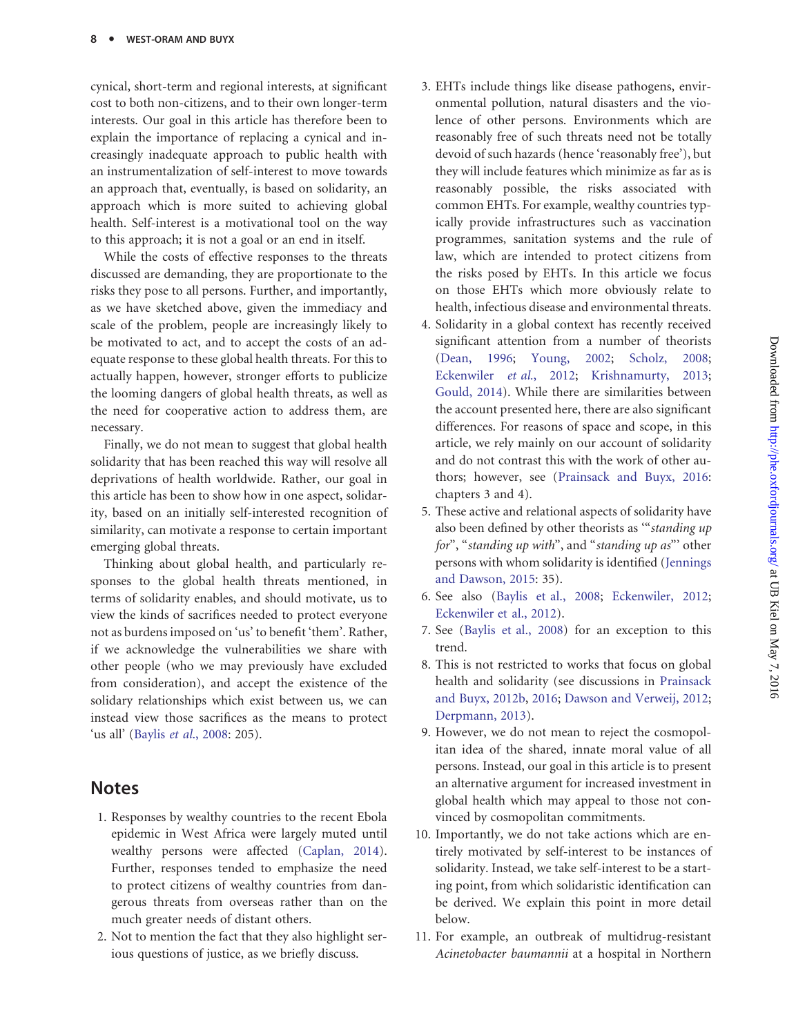cynical, short-term and regional interests, at significant cost to both non-citizens, and to their own longer-term interests. Our goal in this article has therefore been to explain the importance of replacing a cynical and increasingly inadequate approach to public health with an instrumentalization of self-interest to move towards an approach that, eventually, is based on solidarity, an approach which is more suited to achieving global health. Self-interest is a motivational tool on the way to this approach; it is not a goal or an end in itself.

While the costs of effective responses to the threats discussed are demanding, they are proportionate to the risks they pose to all persons. Further, and importantly, as we have sketched above, given the immediacy and scale of the problem, people are increasingly likely to be motivated to act, and to accept the costs of an adequate response to these global health threats. For this to actually happen, however, stronger efforts to publicize the looming dangers of global health threats, as well as the need for cooperative action to address them, are necessary.

Finally, we do not mean to suggest that global health solidarity that has been reached this way will resolve all deprivations of health worldwide. Rather, our goal in this article has been to show how in one aspect, solidarity, based on an initially self-interested recognition of similarity, can motivate a response to certain important emerging global threats.

Thinking about global health, and particularly responses to the global health threats mentioned, in terms of solidarity enables, and should motivate, us to view the kinds of sacrifices needed to protect everyone not as burdens imposed on 'us' to benefit 'them'. Rather, if we acknowledge the vulnerabilities we share with other people (who we may previously have excluded from consideration), and accept the existence of the solidary relationships which exist between us, we can instead view those sacrifices as the means to protect 'us all' (Baylis *et al.*, 2008: 205).

## Notes

1. Responses by wealthy countries to the recent Ebola epidemic in West Africa were largely muted until wealthy persons were affected (Caplan, 2014). Further, responses tended to emphasize the need to protect citizens of wealthy countries from dangerous threats from overseas rather than on the much greater needs of distant others.
2. Not to mention the fact that they also highlight serious questions of justice, as we briefly discuss.
3. EHTs include things like disease pathogens, environmental pollution, natural disasters and the violence of other persons. Environments which are reasonably free of such threats need not be totally devoid of such hazards (hence 'reasonably free'), but they will include features which minimize as far as is reasonably possible, the risks associated with common EHTs. For example, wealthy countries typically provide infrastructures such as vaccination programmes, sanitation systems and the rule of law, which are intended to protect citizens from the risks posed by EHTs. In this article we focus on those EHTs which more obviously relate to health, infectious disease and environmental threats.
4. Solidarity in a global context has recently received significant attention from a number of theorists (Dean, 1996; Young, 2002; Scholz, 2008; Eckenwiler *et al.*, 2012; Krishnamurty, 2013; Gould, 2014). While there are similarities between the account presented here, there are also significant differences. For reasons of space and scope, in this article, we rely mainly on our account of solidarity and do not contrast this with the work of other authors; however, see (Prainsack and Buyx, 2016: chapters 3 and 4).
5. These active and relational aspects of solidarity have also been defined by other theorists as '"*standing up for*", "*standing up with*", and "*standing up as*"' other persons with whom solidarity is identified (Jennings and Dawson, 2015: 35).
6. See also (Baylis et al., 2008; Eckenwiler, 2012; Eckenwiler et al., 2012).
7. See (Baylis et al., 2008) for an exception to this trend.
8. This is not restricted to works that focus on global health and solidarity (see discussions in Prainsack and Buyx, 2012b, 2016; Dawson and Verweij, 2012; Derpmann, 2013).
9. However, we do not mean to reject the cosmopolitan idea of the shared, innate moral value of all persons. Instead, our goal in this article is to present an alternative argument for increased investment in global health which may appeal to those not convinced by cosmopolitan commitments.
10. Importantly, we do not take actions which are entirely motivated by self-interest to be instances of solidarity. Instead, we take self-interest to be a starting point, from which solidaristic identification can be derived. We explain this point in more detail below.
11. For example, an outbreak of multidrug-resistant *Acinetobacter baumannii* at a hospital in Northern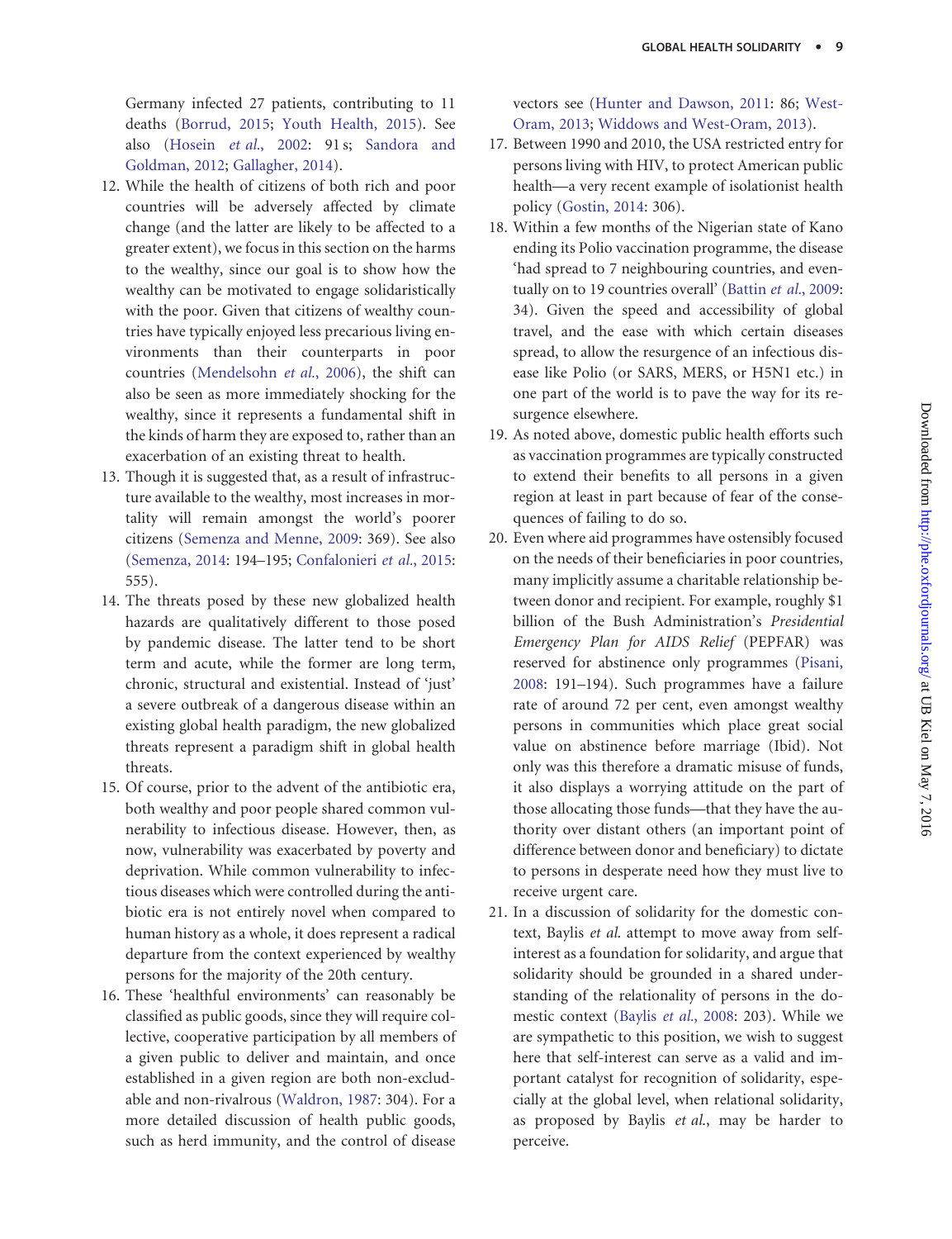Germany infected 27 patients, contributing to 11 deaths (Borrud, 2015; Youth Health, 2015). See also (Hosein *et al.*, 2002: 91 s; Sandora and Goldman, 2012; Gallagher, 2014).

12. While the health of citizens of both rich and poor countries will be adversely affected by climate change (and the latter are likely to be affected to a greater extent), we focus in this section on the harms to the wealthy, since our goal is to show how the wealthy can be motivated to engage solidaristically with the poor. Given that citizens of wealthy countries have typically enjoyed less precarious living environments than their counterparts in poor countries (Mendelsohn *et al.*, 2006), the shift can also be seen as more immediately shocking for the wealthy, since it represents a fundamental shift in the kinds of harm they are exposed to, rather than an exacerbation of an existing threat to health.
13. Though it is suggested that, as a result of infrastructure available to the wealthy, most increases in mortality will remain amongst the world's poorer citizens (Semenza and Menne, 2009: 369). See also (Semenza, 2014: 194–195; Confalonieri *et al.*, 2015: 555).
14. The threats posed by these new globalized health hazards are qualitatively different to those posed by pandemic disease. The latter tend to be short term and acute, while the former are long term, chronic, structural and existential. Instead of 'just' a severe outbreak of a dangerous disease within an existing global health paradigm, the new globalized threats represent a paradigm shift in global health threats.
15. Of course, prior to the advent of the antibiotic era, both wealthy and poor people shared common vulnerability to infectious disease. However, then, as now, vulnerability was exacerbated by poverty and deprivation. While common vulnerability to infectious diseases which were controlled during the antibiotic era is not entirely novel when compared to human history as a whole, it does represent a radical departure from the context experienced by wealthy persons for the majority of the 20th century.
16. These 'healthful environments' can reasonably be classified as public goods, since they will require collective, cooperative participation by all members of a given public to deliver and maintain, and once established in a given region are both non-excludable and non-rivalrous (Waldron, 1987: 304). For a more detailed discussion of health public goods, such as herd immunity, and the control of disease vectors see (Hunter and Dawson, 2011: 86; West-Oram, 2013; Widdows and West-Oram, 2013).
17. Between 1990 and 2010, the USA restricted entry for persons living with HIV, to protect American public health—a very recent example of isolationist health policy (Gostin, 2014: 306).
18. Within a few months of the Nigerian state of Kano ending its Polio vaccination programme, the disease 'had spread to 7 neighbouring countries, and eventually on to 19 countries overall' (Battin *et al.*, 2009: 34). Given the speed and accessibility of global travel, and the ease with which certain diseases spread, to allow the resurgence of an infectious disease like Polio (or SARS, MERS, or H5N1 etc.) in one part of the world is to pave the way for its resurgence elsewhere.
19. As noted above, domestic public health efforts such as vaccination programmes are typically constructed to extend their benefits to all persons in a given region at least in part because of fear of the consequences of failing to do so.
20. Even where aid programmes have ostensibly focused on the needs of their beneficiaries in poor countries, many implicitly assume a charitable relationship between donor and recipient. For example, roughly $1 billion of the Bush Administration's *Presidential Emergency Plan for AIDS Relief* (PEPFAR) was reserved for abstinence only programmes (Pisani, 2008: 191–194). Such programmes have a failure rate of around 72 per cent, even amongst wealthy persons in communities which place great social value on abstinence before marriage (Ibid). Not only was this therefore a dramatic misuse of funds, it also displays a worrying attitude on the part of those allocating those funds—that they have the authority over distant others (an important point of difference between donor and beneficiary) to dictate to persons in desperate need how they must live to receive urgent care.
21. In a discussion of solidarity for the domestic context, Baylis *et al.* attempt to move away from self-interest as a foundation for solidarity, and argue that solidarity should be grounded in a shared understanding of the relationality of persons in the domestic context (Baylis *et al.*, 2008: 203). While we are sympathetic to this position, we wish to suggest here that self-interest can serve as a valid and important catalyst for recognition of solidarity, especially at the global level, when relational solidarity, as proposed by Baylis *et al.*, may be harder to perceive.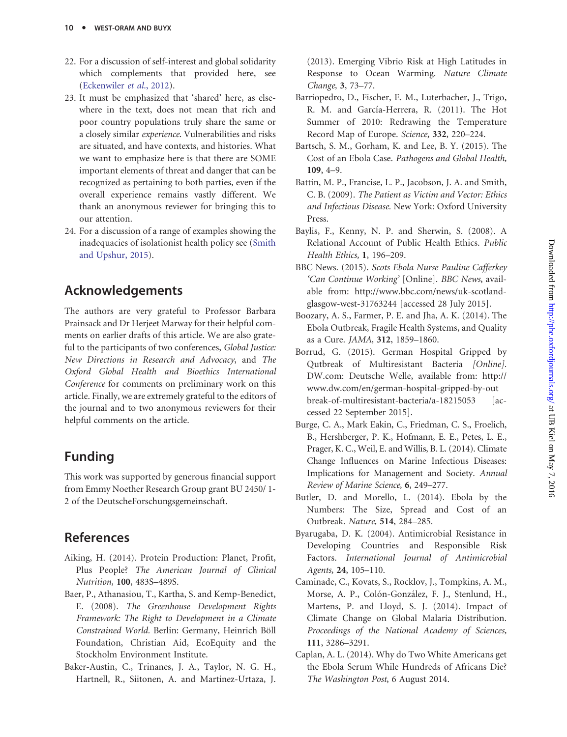22. For a discussion of self-interest and global solidarity which complements that provided here, see (Eckenwiler *et al*., 2012).
23. It must be emphasized that 'shared' here, as elsewhere in the text, does not mean that rich and poor country populations truly share the same or a closely similar *experience*. Vulnerabilities and risks are situated, and have contexts, and histories. What we want to emphasize here is that there are SOME important elements of threat and danger that can be recognized as pertaining to both parties, even if the overall experience remains vastly different. We thank an anonymous reviewer for bringing this to our attention.
24. For a discussion of a range of examples showing the inadequacies of isolationist health policy see (Smith and Upshur, 2015).

## Acknowledgements

The authors are very grateful to Professor Barbara Prainsack and Dr Herjeet Marway for their helpful comments on earlier drafts of this article. We are also grateful to the participants of two conferences, *Global Justice: New Directions in Research and Advocacy*, and *The Oxford Global Health and Bioethics International Conference* for comments on preliminary work on this article. Finally, we are extremely grateful to the editors of the journal and to two anonymous reviewers for their helpful comments on the article.

## Funding

This work was supported by generous financial support from Emmy Noether Research Group grant BU 2450/ 1-2 of the DeutscheForschungsgemeinschaft.

## References

Aiking, H. (2014). Protein Production: Planet, Profit, Plus People? *The American Journal of Clinical Nutrition,* **100**, 483S–489S.

Baer, P., Athanasiou, T., Kartha, S. and Kemp-Benedict, E. (2008). *The Greenhouse Development Rights Framework: The Right to Development in a Climate Constrained World.* Berlin: Germany, Heinrich Böll Foundation, Christian Aid, EcoEquity and the Stockholm Environment Institute.

Baker-Austin, C., Trinanes, J. A., Taylor, N. G. H., Hartnell, R., Siitonen, A. and Martinez-Urtaza, J. (2013). Emerging Vibrio Risk at High Latitudes in Response to Ocean Warming. *Nature Climate Change,* **3**, 73–77.

Barriopedro, D., Fischer, E. M., Luterbacher, J., Trigo, R. M. and García-Herrera, R. (2011). The Hot Summer of 2010: Redrawing the Temperature Record Map of Europe. *Science,* **332**, 220–224.

Bartsch, S. M., Gorham, K. and Lee, B. Y. (2015). The Cost of an Ebola Case. *Pathogens and Global Health,* **109**, 4–9.

Battin, M. P., Francise, L. P., Jacobson, J. A. and Smith, C. B. (2009). *The Patient as Victim and Vector: Ethics and Infectious Disease.* New York: Oxford University Press.

Baylis, F., Kenny, N. P. and Sherwin, S. (2008). A Relational Account of Public Health Ethics. *Public Health Ethics,* **1**, 196–209.

BBC News. (2015). *Scots Ebola Nurse Pauline Cafferkey 'Can Continue Working'* [Online]. *BBC News*, available from: http://www.bbc.com/news/uk-scotland-glasgow-west-31763244 [accessed 28 July 2015].

Boozary, A. S., Farmer, P. E. and Jha, A. K. (2014). The Ebola Outbreak, Fragile Health Systems, and Quality as a Cure. *JAMA,* **312**, 1859–1860.

Borrud, G. (2015). German Hospital Gripped by Outbreak of Multiresistant Bacteria *[Online]*. DW.com: Deutsche Welle, available from: http://www.dw.com/en/german-hospital-gripped-by-outbreak-of-multiresistant-bacteria/a-18215053 [accessed 22 September 2015].

Burge, C. A., Mark Eakin, C., Friedman, C. S., Froelich, B., Hershberger, P. K., Hofmann, E. E., Petes, L. E., Prager, K. C., Weil, E. and Willis, B. L. (2014). Climate Change Influences on Marine Infectious Diseases: Implications for Management and Society. *Annual Review of Marine Science,* **6**, 249–277.

Butler, D. and Morello, L. (2014). Ebola by the Numbers: The Size, Spread and Cost of an Outbreak. *Nature,* **514**, 284–285.

Byarugaba, D. K. (2004). Antimicrobial Resistance in Developing Countries and Responsible Risk Factors. *International Journal of Antimicrobial Agents,* **24**, 105–110.

Caminade, C., Kovats, S., Rocklov, J., Tompkins, A. M., Morse, A. P., Colón-González, F. J., Stenlund, H., Martens, P. and Lloyd, S. J. (2014). Impact of Climate Change on Global Malaria Distribution. *Proceedings of the National Academy of Sciences,* **111**, 3286–3291.

Caplan, A. L. (2014). Why do Two White Americans get the Ebola Serum While Hundreds of Africans Die? *The Washington Post*, 6 August 2014.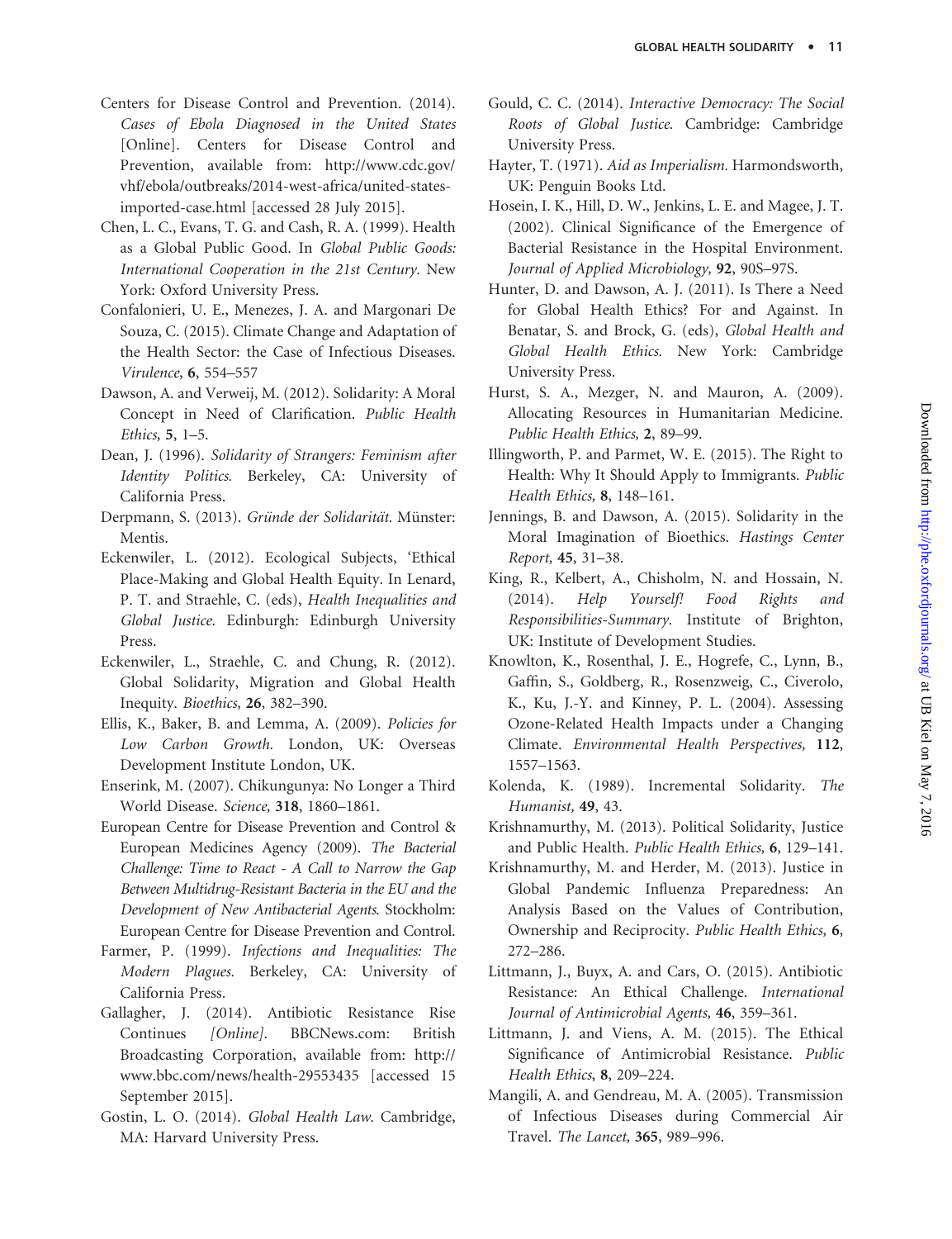Centers for Disease Control and Prevention. (2014). *Cases of Ebola Diagnosed in the United States* [Online]. Centers for Disease Control and Prevention, available from: http://www.cdc.gov/vhf/ebola/outbreaks/2014-west-africa/united-states-imported-case.html [accessed 28 July 2015].

Chen, L. C., Evans, T. G. and Cash, R. A. (1999). Health as a Global Public Good. In *Global Public Goods: International Cooperation in the 21st Century*. New York: Oxford University Press.

Confalonieri, U. E., Menezes, J. A. and Margonari De Souza, C. (2015). Climate Change and Adaptation of the Health Sector: the Case of Infectious Diseases. *Virulence*, **6**, 554–557

Dawson, A. and Verweij, M. (2012). Solidarity: A Moral Concept in Need of Clarification. *Public Health Ethics*, **5**, 1–5.

Dean, J. (1996). *Solidarity of Strangers: Feminism after Identity Politics*. Berkeley, CA: University of California Press.

Derpmann, S. (2013). *Gründe der Solidarität*. Münster: Mentis.

Eckenwiler, L. (2012). Ecological Subjects, 'Ethical Place-Making and Global Health Equity. In Lenard, P. T. and Straehle, C. (eds), *Health Inequalities and Global Justice*. Edinburgh: Edinburgh University Press.

Eckenwiler, L., Straehle, C. and Chung, R. (2012). Global Solidarity, Migration and Global Health Inequity. *Bioethics*, **26**, 382–390.

Ellis, K., Baker, B. and Lemma, A. (2009). *Policies for Low Carbon Growth*. London, UK: Overseas Development Institute London, UK.

Enserink, M. (2007). Chikungunya: No Longer a Third World Disease. *Science*, **318**, 1860–1861.

European Centre for Disease Prevention and Control & European Medicines Agency (2009). *The Bacterial Challenge: Time to React - A Call to Narrow the Gap Between Multidrug-Resistant Bacteria in the EU and the Development of New Antibacterial Agents*. Stockholm: European Centre for Disease Prevention and Control.

Farmer, P. (1999). *Infections and Inequalities: The Modern Plagues*. Berkeley, CA: University of California Press.

Gallagher, J. (2014). Antibiotic Resistance Rise Continues *[Online]*. BBCNews.com: British Broadcasting Corporation, available from: http://www.bbc.com/news/health-29553435 [accessed 15 September 2015].

Gostin, L. O. (2014). *Global Health Law*. Cambridge, MA: Harvard University Press.

Gould, C. C. (2014). *Interactive Democracy: The Social Roots of Global Justice*. Cambridge: Cambridge University Press.

Hayter, T. (1971). *Aid as Imperialism*. Harmondsworth, UK: Penguin Books Ltd.

Hosein, I. K., Hill, D. W., Jenkins, L. E. and Magee, J. T. (2002). Clinical Significance of the Emergence of Bacterial Resistance in the Hospital Environment. *Journal of Applied Microbiology*, **92**, 90S–97S.

Hunter, D. and Dawson, A. J. (2011). Is There a Need for Global Health Ethics? For and Against. In Benatar, S. and Brock, G. (eds), *Global Health and Global Health Ethics*. New York: Cambridge University Press.

Hurst, S. A., Mezger, N. and Mauron, A. (2009). Allocating Resources in Humanitarian Medicine. *Public Health Ethics*, **2**, 89–99.

Illingworth, P. and Parmet, W. E. (2015). The Right to Health: Why It Should Apply to Immigrants. *Public Health Ethics*, **8**, 148–161.

Jennings, B. and Dawson, A. (2015). Solidarity in the Moral Imagination of Bioethics. *Hastings Center Report*, **45**, 31–38.

King, R., Kelbert, A., Chisholm, N. and Hossain, N. (2014). *Help Yourself! Food Rights and Responsibilities-Summary*. Institute of Brighton, UK: Institute of Development Studies.

Knowlton, K., Rosenthal, J. E., Hogrefe, C., Lynn, B., Gaffin, S., Goldberg, R., Rosenzweig, C., Civerolo, K., Ku, J.-Y. and Kinney, P. L. (2004). Assessing Ozone-Related Health Impacts under a Changing Climate. *Environmental Health Perspectives*, **112**, 1557–1563.

Kolenda, K. (1989). Incremental Solidarity. *The Humanist*, **49**, 43.

Krishnamurthy, M. (2013). Political Solidarity, Justice and Public Health. *Public Health Ethics*, **6**, 129–141.

Krishnamurthy, M. and Herder, M. (2013). Justice in Global Pandemic Influenza Preparedness: An Analysis Based on the Values of Contribution, Ownership and Reciprocity. *Public Health Ethics*, **6**, 272–286.

Littmann, J., Buyx, A. and Cars, O. (2015). Antibiotic Resistance: An Ethical Challenge. *International Journal of Antimicrobial Agents*, **46**, 359–361.

Littmann, J. and Viens, A. M. (2015). The Ethical Significance of Antimicrobial Resistance. *Public Health Ethics*, **8**, 209–224.

Mangili, A. and Gendreau, M. A. (2005). Transmission of Infectious Diseases during Commercial Air Travel. *The Lancet*, **365**, 989–996.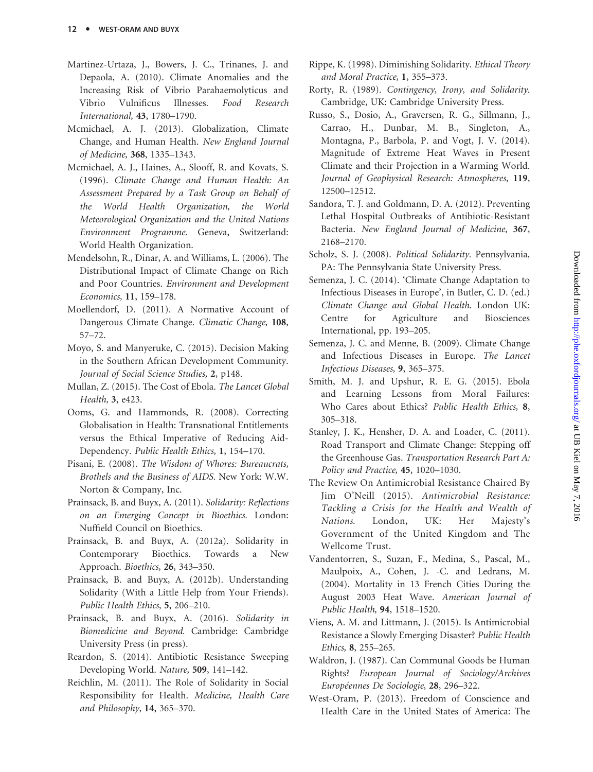Martinez-Urtaza, J., Bowers, J. C., Trinanes, J. and Depaola, A. (2010). Climate Anomalies and the Increasing Risk of Vibrio Parahaemolyticus and Vibrio Vulnificus Illnesses. *Food Research International,* **43**, 1780–1790.

Mcmichael, A. J. (2013). Globalization, Climate Change, and Human Health. *New England Journal of Medicine,* **368**, 1335–1343.

Mcmichael, A. J., Haines, A., Slooff, R. and Kovats, S. (1996). *Climate Change and Human Health: An Assessment Prepared by a Task Group on Behalf of the World Health Organization, the World Meteorological Organization and the United Nations Environment Programme.* Geneva, Switzerland: World Health Organization.

Mendelsohn, R., Dinar, A. and Williams, L. (2006). The Distributional Impact of Climate Change on Rich and Poor Countries. *Environment and Development Economics,* **11**, 159–178.

Moellendorf, D. (2011). A Normative Account of Dangerous Climate Change. *Climatic Change,* **108**, 57–72.

Moyo, S. and Manyeruke, C. (2015). Decision Making in the Southern African Development Community. *Journal of Social Science Studies,* **2**, p148.

Mullan, Z. (2015). The Cost of Ebola. *The Lancet Global Health,* **3**, e423.

Ooms, G. and Hammonds, R. (2008). Correcting Globalisation in Health: Transnational Entitlements versus the Ethical Imperative of Reducing Aid-Dependency. *Public Health Ethics,* **1**, 154–170.

Pisani, E. (2008). *The Wisdom of Whores: Bureaucrats, Brothels and the Business of AIDS.* New York: W.W. Norton & Company, Inc.

Prainsack, B. and Buyx, A. (2011). *Solidarity: Reflections on an Emerging Concept in Bioethics.* London: Nuffield Council on Bioethics.

Prainsack, B. and Buyx, A. (2012a). Solidarity in Contemporary Bioethics. Towards a New Approach. *Bioethics,* **26**, 343–350.

Prainsack, B. and Buyx, A. (2012b). Understanding Solidarity (With a Little Help from Your Friends). *Public Health Ethics,* **5**, 206–210.

Prainsack, B. and Buyx, A. (2016). *Solidarity in Biomedicine and Beyond.* Cambridge: Cambridge University Press (in press).

Reardon, S. (2014). Antibiotic Resistance Sweeping Developing World. *Nature,* **509**, 141–142.

Reichlin, M. (2011). The Role of Solidarity in Social Responsibility for Health. *Medicine, Health Care and Philosophy,* **14**, 365–370.

Rippe, K. (1998). Diminishing Solidarity. *Ethical Theory and Moral Practice,* **1**, 355–373.

Rorty, R. (1989). *Contingency, Irony, and Solidarity.* Cambridge, UK: Cambridge University Press.

Russo, S., Dosio, A., Graversen, R. G., Sillmann, J., Carrao, H., Dunbar, M. B., Singleton, A., Montagna, P., Barbola, P. and Vogt, J. V. (2014). Magnitude of Extreme Heat Waves in Present Climate and their Projection in a Warming World. *Journal of Geophysical Research: Atmospheres,* **119**, 12500–12512.

Sandora, T. J. and Goldmann, D. A. (2012). Preventing Lethal Hospital Outbreaks of Antibiotic-Resistant Bacteria. *New England Journal of Medicine,* **367**, 2168–2170.

Scholz, S. J. (2008). *Political Solidarity.* Pennsylvania, PA: The Pennsylvania State University Press.

Semenza, J. C. (2014). 'Climate Change Adaptation to Infectious Diseases in Europe', in Butler, C. D. (ed.) *Climate Change and Global Health.* London UK: Centre for Agriculture and Biosciences International, pp. 193–205.

Semenza, J. C. and Menne, B. (2009). Climate Change and Infectious Diseases in Europe. *The Lancet Infectious Diseases,* **9**, 365–375.

Smith, M. J. and Upshur, R. E. G. (2015). Ebola and Learning Lessons from Moral Failures: Who Cares about Ethics? *Public Health Ethics,* **8**, 305–318.

Stanley, J. K., Hensher, D. A. and Loader, C. (2011). Road Transport and Climate Change: Stepping off the Greenhouse Gas. *Transportation Research Part A: Policy and Practice,* **45**, 1020–1030.

The Review On Antimicrobial Resistance Chaired By Jim O'Neill (2015). *Antimicrobial Resistance: Tackling a Crisis for the Health and Wealth of Nations.* London, UK: Her Majesty's Government of the United Kingdom and The Wellcome Trust.

Vandentorren, S., Suzan, F., Medina, S., Pascal, M., Maulpoix, A., Cohen, J. -C. and Ledrans, M. (2004). Mortality in 13 French Cities During the August 2003 Heat Wave. *American Journal of Public Health,* **94**, 1518–1520.

Viens, A. M. and Littmann, J. (2015). Is Antimicrobial Resistance a Slowly Emerging Disaster? *Public Health Ethics,* **8**, 255–265.

Waldron, J. (1987). Can Communal Goods be Human Rights? *European Journal of Sociology/Archives Européennes De Sociologie,* **28**, 296–322.

West-Oram, P. (2013). Freedom of Conscience and Health Care in the United States of America: The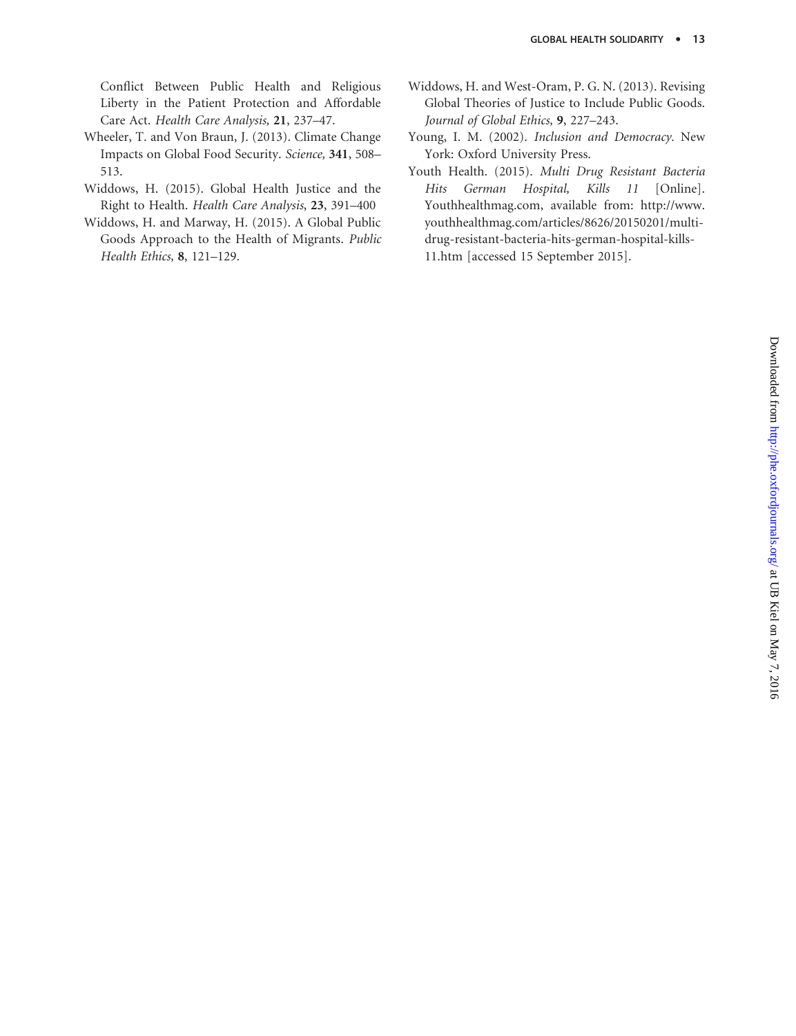Conflict Between Public Health and Religious Liberty in the Patient Protection and Affordable Care Act. *Health Care Analysis,* **21**, 237–47.

Wheeler, T. and Von Braun, J. (2013). Climate Change Impacts on Global Food Security. *Science,* **341**, 508–513.

Widdows, H. (2015). Global Health Justice and the Right to Health. *Health Care Analysis*, **23**, 391–400

Widdows, H. and Marway, H. (2015). A Global Public Goods Approach to the Health of Migrants. *Public Health Ethics,* **8**, 121–129.

Widdows, H. and West-Oram, P. G. N. (2013). Revising Global Theories of Justice to Include Public Goods. *Journal of Global Ethics,* **9**, 227–243.

Young, I. M. (2002). *Inclusion and Democracy.* New York: Oxford University Press.

Youth Health. (2015). *Multi Drug Resistant Bacteria Hits German Hospital, Kills 11* [Online]. Youthhealthmag.com, available from: http://www.youthhealthmag.com/articles/8626/20150201/multi-drug-resistant-bacteria-hits-german-hospital-kills-11.htm [accessed 15 September 2015].